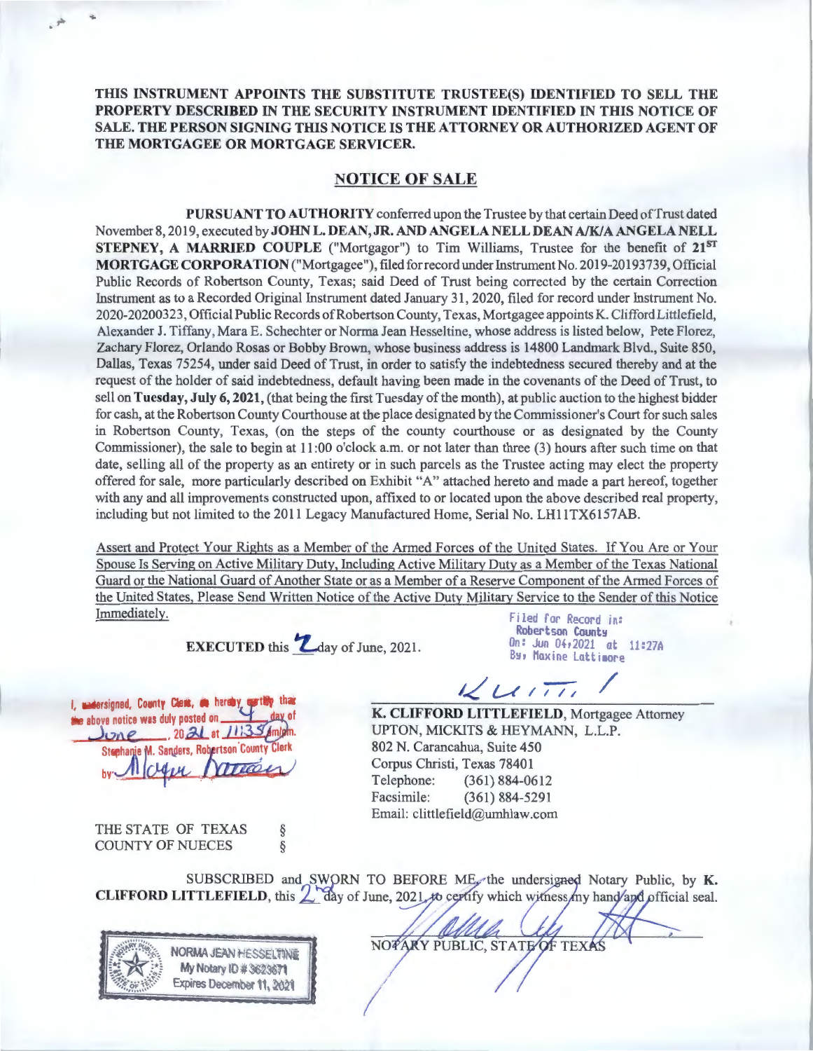**THIS INSTRUMENT APPOINTS THE SUBSTITUTE TRUSTEE(S) IDENTIFIED TO SELL THE PROPERTY DESCRIBED IN THE SECURITY INSTRUMENT IDENTIFIED IN THIS NOTICE OF SALE. THE PERSON SIGNING THIS NOTICE IS THE ATTORNEY OR AUTHORIZED AGENT OF THE MORTGAGEE OR MORTGAGE SERVICER.**

## NOTICE OF SALE

**PURSUANT TO AUTHORITY** conferred upon the Trustee by that certain Deed of Trust dated November 8, 2019, executed by **JOHN L. DEAN, JR. AND ANGELA NELL DEAN A/K/A ANGELA NELL STEPNEY, A MARRIED COUPLE** ("Mortgagor") to Tim Williams, Trustee for the benefit of **21ST MORTGAGE CORPORATION** ("Mortgagee"), filed for record under Instrument No. 2019-20193739, Official Public Records of Robertson County, Texas; said Deed of Trust being corrected by the certain Correction Instrument as to a Recorded Original Instrument dated January 31, 2020, filed for record under Instrument No. 2020-20200323, Official Public Records of Robertson County, Texas, Mortgagee appoints K. Clifford Littlefield, Alexander J. Tiffany, Mara E. Schechter or Norma Jean Hesseltine, whose address is listed below, Pete Florez, Zachary Florez, Orlando Rosas or Bobby Brown, whose business address is 14800 Landmark Blvd., Suite 850, Dallas, Texas 75254, under said Deed of Trust, in order to satisfy the indebtedness secured thereby and at the request of the holder of said indebtedness, default having been made in the covenants of the Deed of Trust, to sell on **Tuesday, July 6, 2021,** (that being the first Tuesday of the month), at public auction to the highest bidder for cash, at the Robertson County Courthouse at the place designated by the Commissioner's Court for such sales in Robertson County, Texas, (on the steps of the county courthouse or as designated by the County Commissioner), the sale to begin at 11:00 o'clock a.m. or not later than three (3) hours after such time on that date, selling all of the property as an entirety or in such parcels as the Trustee acting may elect the property offered for sale, more particularly described on Exhibit "A" attached hereto and made a part hereof, together with any and all improvements constructed upon, affixed to or located upon the above described real property, including but not limited to the 2011 Legacy Manufactured Home, Serial No. LH11TX6157AB.

Assert and Protect Your Rights as a Member of the Armed Forces of the United States. If You Are or Your Spouse Is Serving on Active Military Duty, Including Active Military Duty as a Member of the Texas National Guard or the National Guard of Another State or as a Member of a Reserve Component of the Armed Forces of the United States, Please Send Written Notice of the Active Duty Military Service to the Sender of this Notice Immediately.

Filed for Record in:
Robertson County
On: Jun 04,2021 at 11:27A
By: Maxine Lattimore

**EXECUTED** this 2 day of June, 2021.

I, undersigned, County Clerk, do hereby certify that the above notice was duly posted on 4 day of June, 2021 at 11:35 am.
Stephanie M. Sanders, Robertson County Clerk
by: [signature]

[signature]

**K. CLIFFORD LITTLEFIELD**, Mortgagee Attorney
UPTON, MICKITS & HEYMANN, L.L.P.
802 N. Carancahua, Suite 450
Corpus Christi, Texas 78401
Telephone: (361) 884-0612
Facsimile: (361) 884-5291
Email: clittlefield@umhlaw.com

THE STATE OF TEXAS §
COUNTY OF NUECES §

SUBSCRIBED and SWORN TO BEFORE ME, the undersigned Notary Public, by **K. CLIFFORD LITTLEFIELD**, this 2nd day of June, 2021, to certify which witness my hand and official seal.

[signature]
NOTARY PUBLIC, STATE OF TEXAS

NORMA JEAN HESSELTINE
My Notary ID # 3623671
Expires December 11, 2021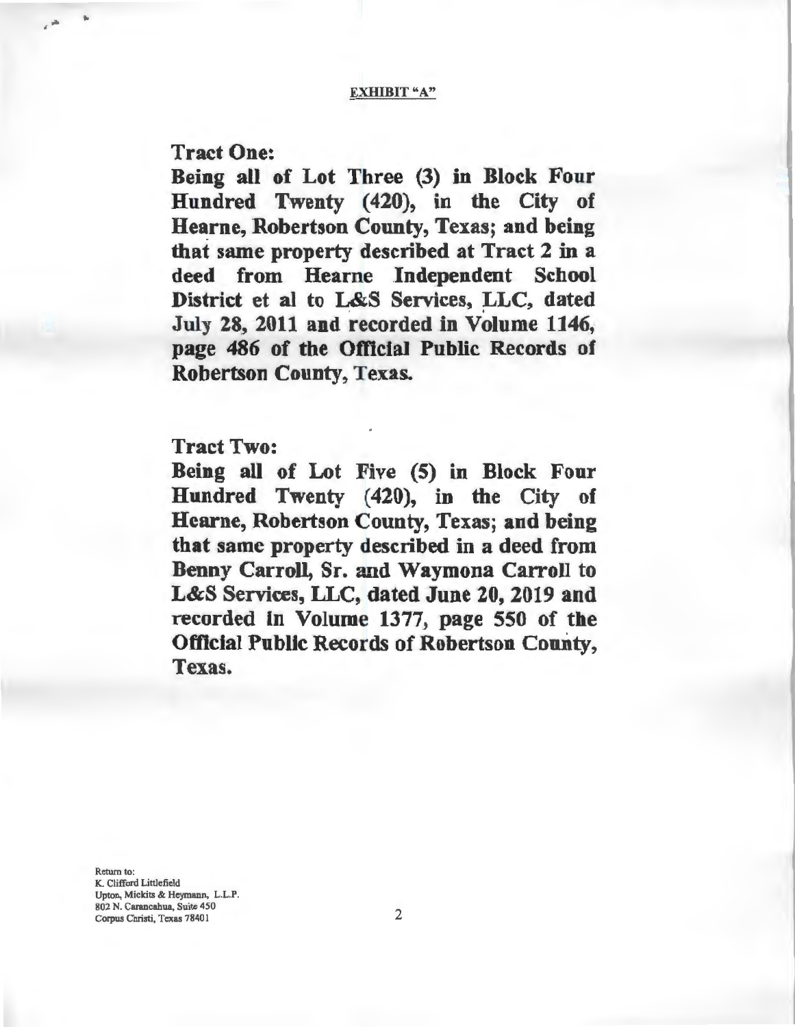EXHIBIT "A"

**Tract One:**

**Being all of Lot Three (3) in Block Four Hundred Twenty (420), in the City of Hearne, Robertson County, Texas; and being that same property described at Tract 2 in a deed from Hearne Independent School District et al to L&S Services, LLC, dated July 28, 2011 and recorded in Volume 1146, page 486 of the Official Public Records of Robertson County, Texas.**

**Tract Two:**

**Being all of Lot Five (5) in Block Four Hundred Twenty (420), in the City of Hearne, Robertson County, Texas; and being that same property described in a deed from Benny Carroll, Sr. and Waymona Carroll to L&S Services, LLC, dated June 20, 2019 and recorded in Volume 1377, page 550 of the Official Public Records of Robertson County, Texas.**

Return to:
K. Clifford Littlefield
Upton, Mickits & Heymann, L.L.P.
802 N. Carancahua, Suite 450
Corpus Christi, Texas 78401